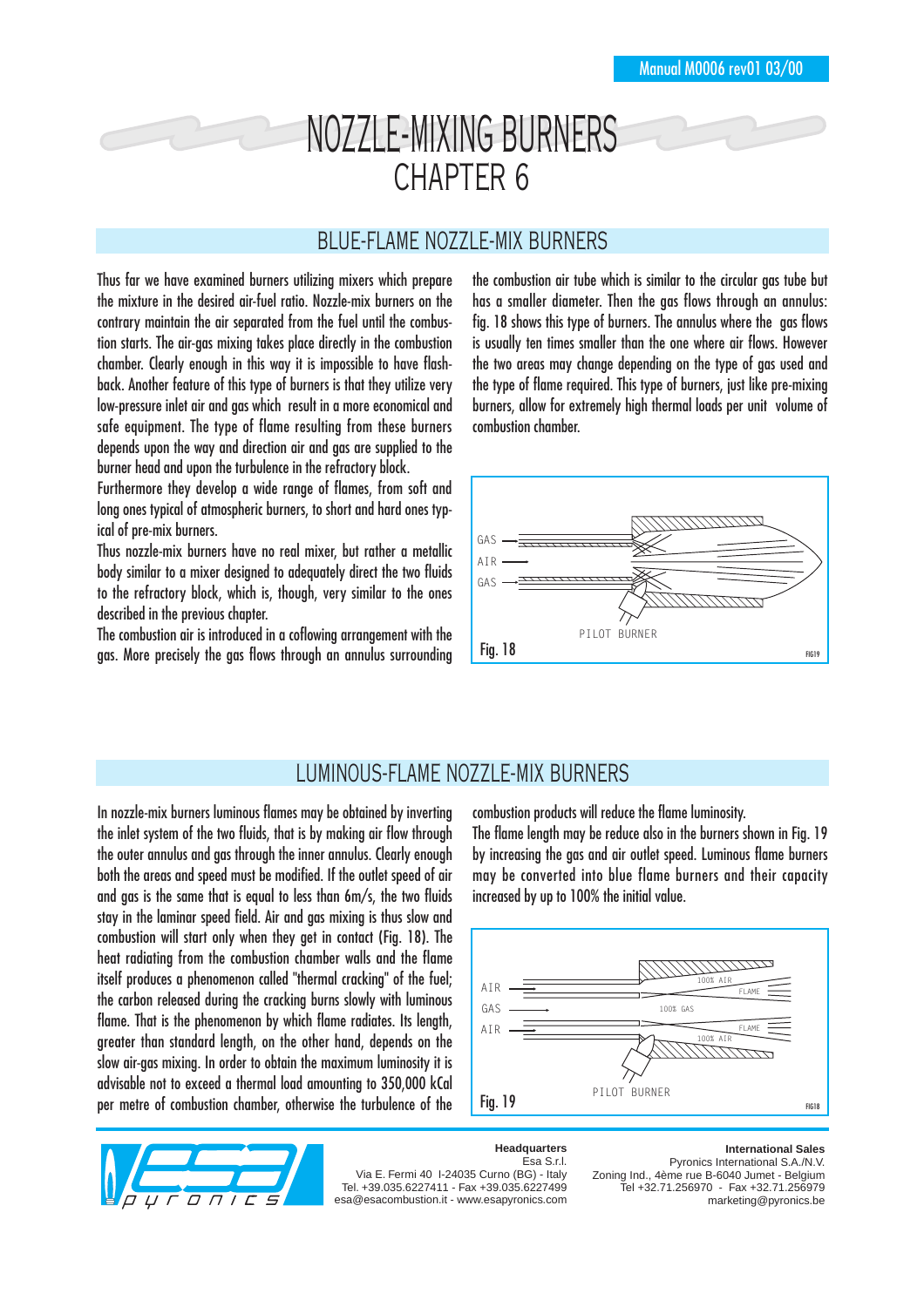# NOZZLE-MIXING BURNERS
# CHAPTER 6

## BLUE-FLAME NOZZLE-MIX BURNERS

Thus far we have examined burners utilizing mixers which prepare the mixture in the desired air-fuel ratio. Nozzle-mix burners on the contrary maintain the air separated from the fuel until the combustion starts. The air-gas mixing takes place directly in the combustion chamber. Clearly enough in this way it is impossible to have flashback. Another feature of this type of burners is that they utilize very low-pressure inlet air and gas which result in a more economical and safe equipment. The type of flame resulting from these burners depends upon the way and direction air and gas are supplied to the burner head and upon the turbulence in the refractory block.

Furthermore they develop a wide range of flames, from soft and long ones typical of atmospheric burners, to short and hard ones typical of pre-mix burners.

Thus nozzle-mix burners have no real mixer, but rather a metallic body similar to a mixer designed to adequately direct the two fluids to the refractory block, which is, though, very similar to the ones described in the previous chapter.

The combustion air is introduced in a coflowing arrangement with the gas. More precisely the gas flows through an annulus surrounding the combustion air tube which is similar to the circular gas tube but has a smaller diameter. Then the gas flows through an annulus: fig. 18 shows this type of burners. The annulus where the gas flows is usually ten times smaller than the one where air flows. However the two areas may change depending on the type of gas used and the type of flame required. This type of burners, just like pre-mixing burners, allow for extremely high thermal loads per unit volume of combustion chamber.

Fig. 18

## LUMINOUS-FLAME NOZZLE-MIX BURNERS

In nozzle-mix burners luminous flames may be obtained by inverting the inlet system of the two fluids, that is by making air flow through the outer annulus and gas through the inner annulus. Clearly enough both the areas and speed must be modified. If the outlet speed of air and gas is the same that is equal to less than 6m/s, the two fluids stay in the laminar speed field. Air and gas mixing is thus slow and combustion will start only when they get in contact (Fig. 18). The heat radiating from the combustion chamber walls and the flame itself produces a phenomenon called "thermal cracking" of the fuel; the carbon released during the cracking burns slowly with luminous flame. That is the phenomenon by which flame radiates. Its length, greater than standard length, on the other hand, depends on the slow air-gas mixing. In order to obtain the maximum luminosity it is advisable not to exceed a thermal load amounting to 350,000 kCal per metre of combustion chamber, otherwise the turbulence of the combustion products will reduce the flame luminosity.

The flame length may be reduce also in the burners shown in Fig. 19 by increasing the gas and air outlet speed. Luminous flame burners may be converted into blue flame burners and their capacity increased by up to 100% the initial value.

Fig. 19

**Headquarters**
Esa S.r.l.
Via E. Fermi 40 I-24035 Curno (BG) - Italy
Tel. +39.035.6227411 - Fax +39.035.6227499
esa@esacombustion.it - www.esapyronics.com

**International Sales**
Pyronics International S.A./N.V.
Zoning Ind., 4ème rue B-6040 Jumet - Belgium
Tel +32.71.256970 - Fax +32.71.256979
marketing@pyronics.be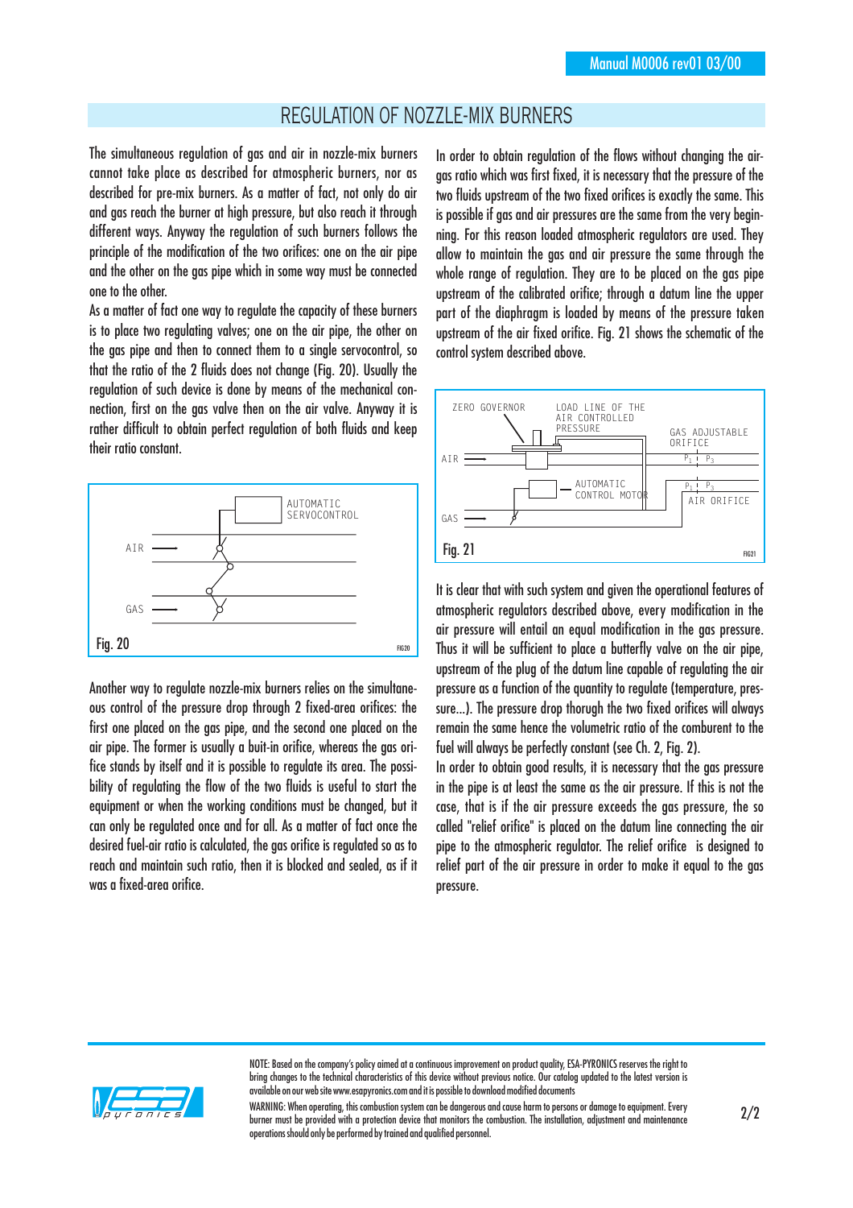# REGULATION OF NOZZLE-MIX BURNERS

The simultaneous regulation of gas and air in nozzle-mix burners cannot take place as described for atmospheric burners, nor as described for pre-mix burners. As a matter of fact, not only do air and gas reach the burner at high pressure, but also reach it through different ways. Anyway the regulation of such burners follows the principle of the modification of the two orifices: one on the air pipe and the other on the gas pipe which in some way must be connected one to the other.

As a matter of fact one way to regulate the capacity of these burners is to place two regulating valves; one on the air pipe, the other on the gas pipe and then to connect them to a single servocontrol, so that the ratio of the 2 fluids does not change (Fig. 20). Usually the regulation of such device is done by means of the mechanical connection, first on the gas valve then on the air valve. Anyway it is rather difficult to obtain perfect regulation of both fluids and keep their ratio constant.

AUTOMATIC SERVOCONTROL

AIR

GAS

Fig. 20

Another way to regulate nozzle-mix burners relies on the simultaneous control of the pressure drop through 2 fixed-area orifices: the first one placed on the gas pipe, and the second one placed on the air pipe. The former is usually a buit-in orifice, whereas the gas orifice stands by itself and it is possible to regulate its area. The possibility of regulating the flow of the two fluids is useful to start the equipment or when the working conditions must be changed, but it can only be regulated once and for all. As a matter of fact once the desired fuel-air ratio is calculated, the gas orifice is regulated so as to reach and maintain such ratio, then it is blocked and sealed, as if it was a fixed-area orifice.

In order to obtain regulation of the flows without changing the air-gas ratio which was first fixed, it is necessary that the pressure of the two fluids upstream of the two fixed orifices is exactly the same. This is possible if gas and air pressures are the same from the very beginning. For this reason loaded atmospheric regulators are used. They allow to maintain the gas and air pressure the same through the whole range of regulation. They are to be placed on the gas pipe upstream of the calibrated orifice; through a datum line the upper part of the diaphragm is loaded by means of the pressure taken upstream of the air fixed orifice. Fig. 21 shows the schematic of the control system described above.

ZERO GOVERNOR

LOAD LINE OF THE AIR CONTROLLED PRESSURE

GAS ADJUSTABLE ORIFICE

AIR

$P_1$ $P_3$

AUTOMATIC CONTROL MOTOR

$P_1$ $P_3$

AIR ORIFICE

GAS

Fig. 21

It is clear that with such system and given the operational features of atmospheric regulators described above, every modification in the air pressure will entail an equal modification in the gas pressure. Thus it will be sufficient to place a butterfly valve on the air pipe, upstream of the plug of the datum line capable of regulating the air pressure as a function of the quantity to regulate (temperature, pressure...). The pressure drop thorugh the two fixed orifices will always remain the same hence the volumetric ratio of the comburent to the fuel will always be perfectly constant (see Ch. 2, Fig. 2).

In order to obtain good results, it is necessary that the gas pressure in the pipe is at least the same as the air pressure. If this is not the case, that is if the air pressure exceeds the gas pressure, the so called "relief orifice" is placed on the datum line connecting the air pipe to the atmospheric regulator. The relief orifice is designed to relief part of the air pressure in order to make it equal to the gas pressure.

NOTE: Based on the company's policy aimed at a continuous improvement on product quality, ESA-PYRONICS reserves the right to bring changes to the technical characteristics of this device without previous notice. Our catalog updated to the latest version is available on our web site www.esapyronics.com and it is possible to download modified documents

WARNING: When operating, this combustion system can be dangerous and cause harm to persons or damage to equipment. Every burner must be provided with a protection device that monitors the combustion. The installation, adjustment and maintenance operations should only be performed by trained and qualified personnel.